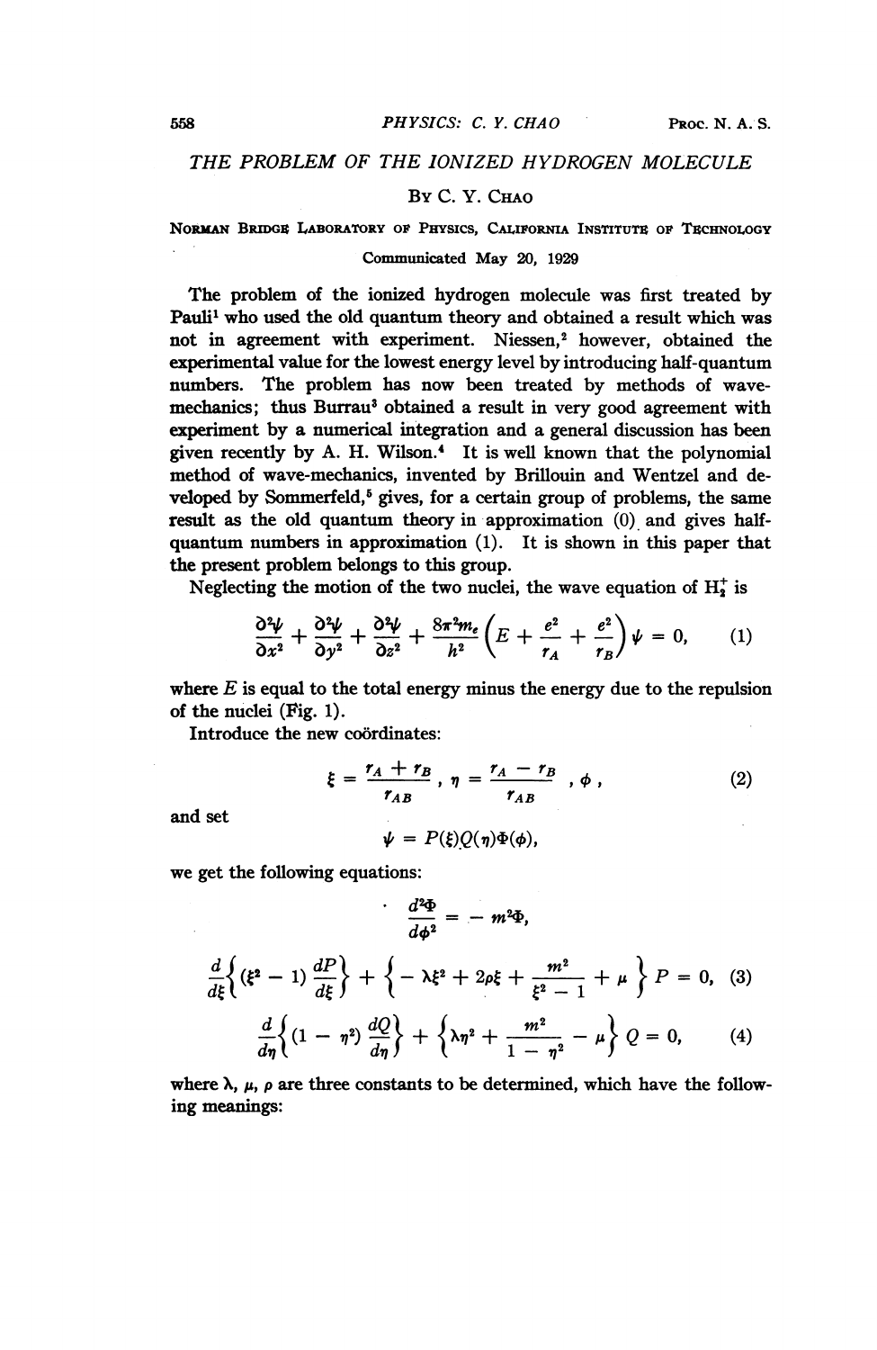# THE PROBLEM OF THE IONIZED HYDROGEN MOLECULE

By C. Y. Chao

Norman Bridge Laboratory of Physics, California Institute of Technology

Communicated May 20, 1929

The problem of the ionized hydrogen molecule was first treated by Pauli[1] who used the old quantum theory and obtained a result which was not in agreement with experiment. Niessen,[2] however, obtained the experimental value for the lowest energy level by introducing half-quantum numbers. The problem has now been treated by methods of wave-mechanics; thus Burrau[3] obtained a result in very good agreement with experiment by a numerical integration and a general discussion has been given recently by A. H. Wilson.[4] It is well known that the polynomial method of wave-mechanics, invented by Brillouin and Wentzel and developed by Sommerfeld,[5] gives, for a certain group of problems, the same result as the old quantum theory in approximation (0) and gives half-quantum numbers in approximation (1). It is shown in this paper that the present problem belongs to this group.

Neglecting the motion of the two nuclei, the wave equation of $H_2^+$ is

$$\frac{\partial^2 \psi}{\partial x^2} + \frac{\partial^2 \psi}{\partial y^2} + \frac{\partial^2 \psi}{\partial z^2} + \frac{8\pi^2 m_e}{h^2}\left(E + \frac{e^2}{r_A} + \frac{e^2}{r_B}\right)\psi = 0, \qquad (1)$$

where $E$ is equal to the total energy minus the energy due to the repulsion of the nuclei (Fig. 1).

Introduce the new coördinates:

$$\xi = \frac{r_A + r_B}{r_{AB}}, \quad \eta = \frac{r_A - r_B}{r_{AB}}, \quad \phi, \qquad (2)$$

and set

$$\psi = P(\xi)Q(\eta)\Phi(\phi),$$

we get the following equations:

$$\frac{d^2\Phi}{d\phi^2} = -m^2\Phi,$$

$$\frac{d}{d\xi}\left\{(\xi^2 - 1)\frac{dP}{d\xi}\right\} + \left\{-\lambda\xi^2 + 2\rho\xi + \frac{m^2}{\xi^2 - 1} + \mu\right\}P = 0, \qquad (3)$$

$$\frac{d}{d\eta}\left\{(1 - \eta^2)\frac{dQ}{d\eta}\right\} + \left\{\lambda\eta^2 + \frac{m^2}{1 - \eta^2} - \mu\right\}Q = 0, \qquad (4)$$

where $\lambda$, $\mu$, $\rho$ are three constants to be determined, which have the following meanings: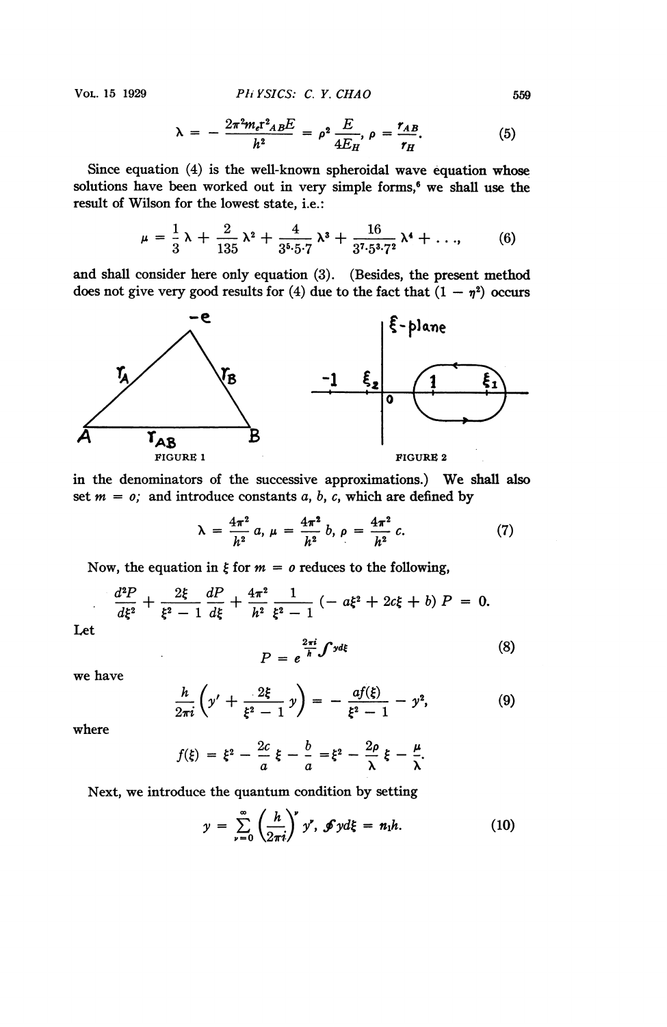$$\lambda = -\frac{2\pi^2 m_e r^2_{AB} E}{h^2} = \rho^2 \frac{E}{4E_H}, \rho = \frac{r_{AB}}{r_H}. \tag{5}$$

Since equation (4) is the well-known spheroidal wave equation whose solutions have been worked out in very simple forms,[6] we shall use the result of Wilson for the lowest state, i.e.:

$$\mu = \frac{1}{3}\lambda + \frac{2}{135}\lambda^2 + \frac{4}{3^5 \cdot 5 \cdot 7}\lambda^3 + \frac{16}{3^7 \cdot 5^3 \cdot 7^2}\lambda^4 + \ldots, \tag{6}$$

and shall consider here only equation (3). (Besides, the present method does not give very good results for (4) due to the fact that $(1 - \eta^2)$ occurs

FIGURE 1

FIGURE 2

in the denominators of the successive approximations.) We shall also set $m = o$; and introduce constants $a, b, c$, which are defined by

$$\lambda = \frac{4\pi^2}{h^2} a, \mu = \frac{4\pi^2}{h^2} b, \rho = \frac{4\pi^2}{h^2} c. \tag{7}$$

Now, the equation in $\xi$ for $m = o$ reduces to the following,

$$\frac{d^2P}{d\xi^2} + \frac{2\xi}{\xi^2 - 1}\frac{dP}{d\xi} + \frac{4\pi^2}{h^2}\frac{1}{\xi^2 - 1}(-a\xi^2 + 2c\xi + b)P = 0.$$

Let

$$P = e^{\frac{2\pi i}{h}\int y d\xi} \tag{8}$$

we have

$$\frac{h}{2\pi i}\left(y' + \frac{2\xi}{\xi^2 - 1}y\right) = -\frac{af(\xi)}{\xi^2 - 1} - y^2, \tag{9}$$

where

$$f(\xi) = \xi^2 - \frac{2c}{a}\xi - \frac{b}{a} = \xi^2 - \frac{2\rho}{\lambda}\xi - \frac{\mu}{\lambda}.$$

Next, we introduce the quantum condition by setting

$$y = \sum_{\nu=0}^{\infty}\left(\frac{h}{2\pi i}\right)^\nu y^\nu, \oint y d\xi = n_1 h. \tag{10}$$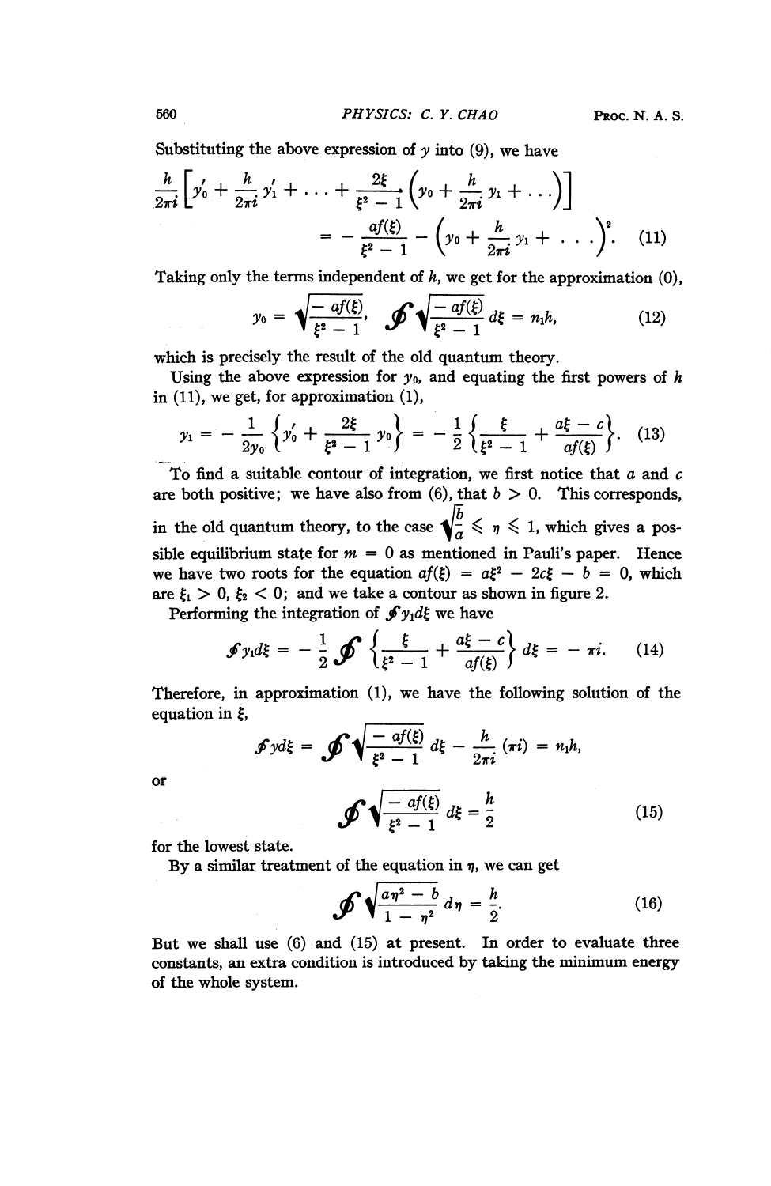Substituting the above expression of $y$ into (9), we have

$$\frac{h}{2\pi i}\left[y_0' + \frac{h}{2\pi i}y_1' + \ldots + \frac{2\xi}{\xi^2 - 1}\left(y_0 + \frac{h}{2\pi i}y_1 + \ldots\right)\right] = -\frac{af(\xi)}{\xi^2 - 1} - \left(y_0 + \frac{h}{2\pi i}y_1 + \ldots\right)^2. \quad (11)$$

Taking only the terms independent of $h$, we get for the approximation (0),

$$y_0 = \sqrt{\frac{-af(\xi)}{\xi^2 - 1}}, \quad \oint\sqrt{\frac{-af(\xi)}{\xi^2 - 1}}\,d\xi = n_1 h, \quad (12)$$

which is precisely the result of the old quantum theory.

Using the above expression for $y_0$, and equating the first powers of $h$ in (11), we get, for approximation (1),

$$y_1 = -\frac{1}{2y_0}\left\{y_0' + \frac{2\xi}{\xi^2 - 1}y_0\right\} = -\frac{1}{2}\left\{\frac{\xi}{\xi^2 - 1} + \frac{a\xi - c}{af(\xi)}\right\}. \quad (13)$$

To find a suitable contour of integration, we first notice that $a$ and $c$ are both positive; we have also from (6), that $b > 0$. This corresponds, in the old quantum theory, to the case $\sqrt{\frac{b}{a}} \leqslant \eta \leqslant 1$, which gives a possible equilibrium state for $m = 0$ as mentioned in Pauli's paper. Hence we have two roots for the equation $af(\xi) = a\xi^2 - 2c\xi - b = 0$, which are $\xi_1 > 0$, $\xi_2 < 0$; and we take a contour as shown in figure 2.

Performing the integration of $\oint y_1 d\xi$ we have

$$\oint y_1 d\xi = -\frac{1}{2}\oint\left\{\frac{\xi}{\xi^2 - 1} + \frac{a\xi - c}{af(\xi)}\right\}d\xi = -\pi i. \quad (14)$$

Therefore, in approximation (1), we have the following solution of the equation in $\xi$,

$$\oint y d\xi = \oint\sqrt{\frac{-af(\xi)}{\xi^2 - 1}}\,d\xi - \frac{h}{2\pi i}(\pi i) = n_1 h,$$

or

$$\oint\sqrt{\frac{-af(\xi)}{\xi^2 - 1}}\,d\xi = \frac{h}{2} \quad (15)$$

for the lowest state.

By a similar treatment of the equation in $\eta$, we can get

$$\oint\sqrt{\frac{a\eta^2 - b}{1 - \eta^2}}\,d\eta = \frac{h}{2}. \quad (16)$$

But we shall use (6) and (15) at present. In order to evaluate three constants, an extra condition is introduced by taking the minimum energy of the whole system.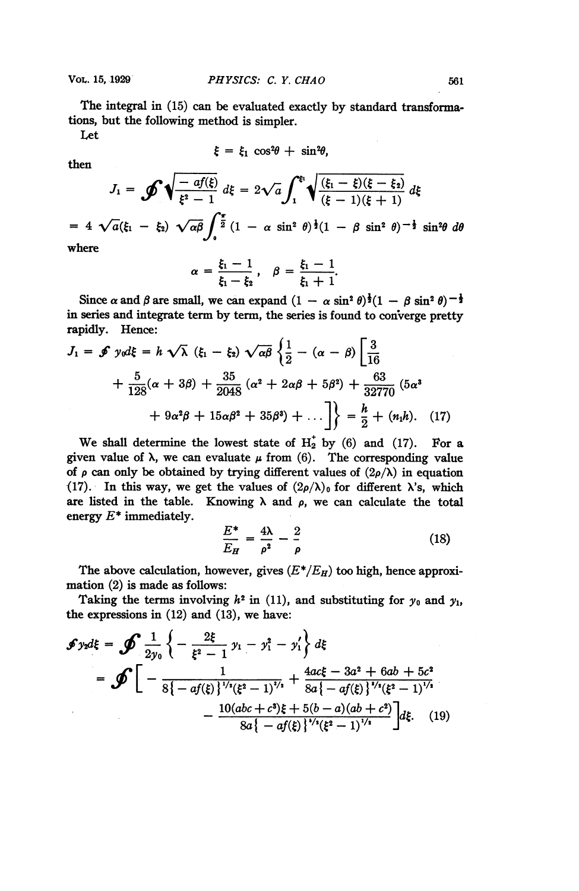The integral in (15) can be evaluated exactly by standard transformations, but the following method is simpler.

Let

$$\xi = \xi_1 \cos^2\theta + \sin^2\theta,$$

then

$$J_1 = \oint \sqrt{\frac{-af(\xi)}{\xi^2 - 1}}\, d\xi = 2\sqrt{a} \int_1^{\xi_1} \sqrt{\frac{(\xi_1 - \xi)(\xi - \xi_2)}{(\xi - 1)(\xi + 1)}}\, d\xi$$

$$= 4\sqrt{a}(\xi_1 - \xi_2)\sqrt{\alpha\beta} \int_0^{\frac{\pi}{2}} (1 - \alpha \sin^2\theta)^{\frac{1}{2}} (1 - \beta \sin^2\theta)^{-\frac{1}{2}} \sin^2\theta \, d\theta$$

where

$$\alpha = \frac{\xi_1 - 1}{\xi_1 - \xi_2}, \quad \beta = \frac{\xi_1 - 1}{\xi_1 + 1}.$$

Since $\alpha$ and $\beta$ are small, we can expand $(1 - \alpha \sin^2\theta)^{\frac{1}{2}}(1 - \beta \sin^2\theta)^{-\frac{1}{2}}$ in series and integrate term by term, the series is found to converge pretty rapidly. Hence:

$$J_1 = \oint y_0 d\xi = h\sqrt{\lambda}\,(\xi_1 - \xi_2)\sqrt{\alpha\beta}\left\{\frac{1}{2} - (\alpha - \beta)\left[\frac{3}{16} + \frac{5}{128}(\alpha + 3\beta) + \frac{35}{2048}(\alpha^2 + 2\alpha\beta + 5\beta^2) + \frac{63}{32770}(5\alpha^3 + 9\alpha^2\beta + 15\alpha\beta^2 + 35\beta^3) + \dots\right]\right\} = \frac{h}{2} + (n_1 h). \quad (17)$$

We shall determine the lowest state of $H_2^+$ by (6) and (17). For a given value of $\lambda$, we can evaluate $\mu$ from (6). The corresponding value of $\rho$ can only be obtained by trying different values of $(2\rho/\lambda)$ in equation (17). In this way, we get the values of $(2\rho/\lambda)_0$ for different $\lambda$'s, which are listed in the table. Knowing $\lambda$ and $\rho$, we can calculate the total energy $E^*$ immediately.

$$\frac{E^*}{E_H} = \frac{4\lambda}{\rho^2} - \frac{2}{\rho} \quad (18)$$

The above calculation, however, gives $(E^*/E_H)$ too high, hence approximation (2) is made as follows:

Taking the terms involving $h^2$ in (11), and substituting for $y_0$ and $y_1$, the expressions in (12) and (13), we have:

$$\oint y_2 d\xi = \oint \frac{1}{2y_0}\left\{-\frac{2\xi}{\xi^2 - 1}\, y_1 - y_1^2 - y_1'\right\} d\xi$$

$$= \oint \left[-\frac{1}{8\{-af(\xi)\}^{1/2}(\xi^2 - 1)^{3/2}} + \frac{4ac\xi - 3a^2 + 6ab + 5c^2}{8a\{-af(\xi)\}^{3/2}(\xi^2 - 1)^{1/2}} - \frac{10(abc + c^3)\xi + 5(b - a)(ab + c^2)}{8a\{-af(\xi)\}^{5/2}(\xi^2 - 1)^{1/2}}\right] d\xi. \quad (19)$$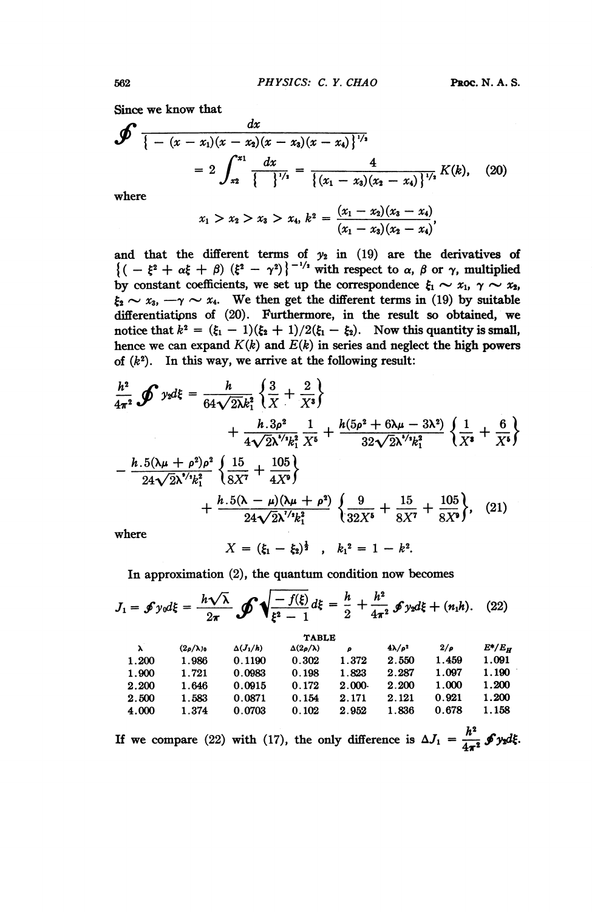Since we know that

$$\oint \frac{dx}{\{-(x-x_1)(x-x_2)(x-x_3)(x-x_4)\}^{1/2}}$$
$$= 2\int_{x_2}^{x_1} \frac{dx}{\{\ \}^{1/2}} = \frac{4}{\{(x_1-x_3)(x_2-x_4)\}^{1/2}} K(k), \quad (20)$$

where

$$x_1 > x_2 > x_3 > x_4,\ k^2 = \frac{(x_1-x_2)(x_3-x_4)}{(x_1-x_3)(x_2-x_4)},$$

and that the different terms of $y_2$ in (19) are the derivatives of $\{(-\xi^2+\alpha\xi+\beta)(\xi^2-\gamma^2)\}^{-1/2}$ with respect to $\alpha$, $\beta$ or $\gamma$, multiplied by constant coefficients, we set up the correspondence $\xi_1 \sim x_1$, $\gamma \sim x_2$, $\xi_2 \sim x_3$, $-\gamma \sim x_4$. We then get the different terms in (19) by suitable differentiations of (20). Furthermore, in the result so obtained, we notice that $k^2 = (\xi_1 - 1)(\xi_2 + 1)/2(\xi_1 - \xi_2)$. Now this quantity is small, hence we can expand $K(k)$ and $E(k)$ in series and neglect the high powers of $(k^2)$. In this way, we arrive at the following result:

$$\frac{h^2}{4\pi^2}\oint y_2 d\xi = \frac{h}{64\sqrt{2\lambda}k_1^2}\left\{\frac{3}{X}+\frac{2}{X^3}\right\}$$
$$+ \frac{h.3\rho^2}{4\sqrt{2}\lambda^{3/2}k_1^2}\frac{1}{X^5} + \frac{h(5\rho^2+6\lambda\mu-3\lambda^2)}{32\sqrt{2}\lambda^{5/2}k_1^2}\left\{\frac{1}{X^3}+\frac{6}{X^5}\right\}$$
$$- \frac{h.5(\lambda\mu+\rho^2)\rho^2}{24\sqrt{2}\lambda^{5/2}k_1^2}\left\{\frac{15}{8X^7}+\frac{105}{4X^9}\right\}$$
$$+ \frac{h.5(\lambda-\mu)(\lambda\mu+\rho^2)}{24\sqrt{2}\lambda^{7/2}k_1^2}\left\{\frac{9}{32X^5}+\frac{15}{8X^7}+\frac{105}{8X^9}\right\}, \quad (21)$$

where

$$X = (\xi_1 - \xi_2)^{\frac{1}{2}}\quad,\quad k_1^2 = 1 - k^2.$$

In approximation (2), the quantum condition now becomes

$$J_1 = \oint y_0 d\xi = \frac{h\sqrt{\lambda}}{2\pi}\oint\sqrt{\frac{-f(\xi)}{\xi^2-1}}d\xi = \frac{h}{2} + \frac{h^2}{4\pi^2}\oint y_2 d\xi + (n_1 h). \quad (22)$$

TABLE

| $\lambda$ | $(2\rho/\lambda)_0$ | $\Delta(J_1/h)$ | $\Delta(2\rho/\lambda)$ | $\rho$ | $4\lambda/\rho^2$ | $2/\rho$ | $E^*/E_H$ |
|---|---|---|---|---|---|---|---|
| 1.200 | 1.986 | 0.1190 | 0.302 | 1.372 | 2.550 | 1.459 | 1.091 |
| 1.900 | 1.721 | 0.0983 | 0.198 | 1.823 | 2.287 | 1.097 | 1.190 |
| 2.200 | 1.646 | 0.0915 | 0.172 | 2.000 | 2.200 | 1.000 | 1.200 |
| 2.500 | 1.583 | 0.0871 | 0.154 | 2.171 | 2.121 | 0.921 | 1.200 |
| 4.000 | 1.374 | 0.0703 | 0.102 | 2.952 | 1.836 | 0.678 | 1.158 |

If we compare (22) with (17), the only difference is $\Delta J_1 = \frac{h^2}{4\pi^2}\oint y_2 d\xi$.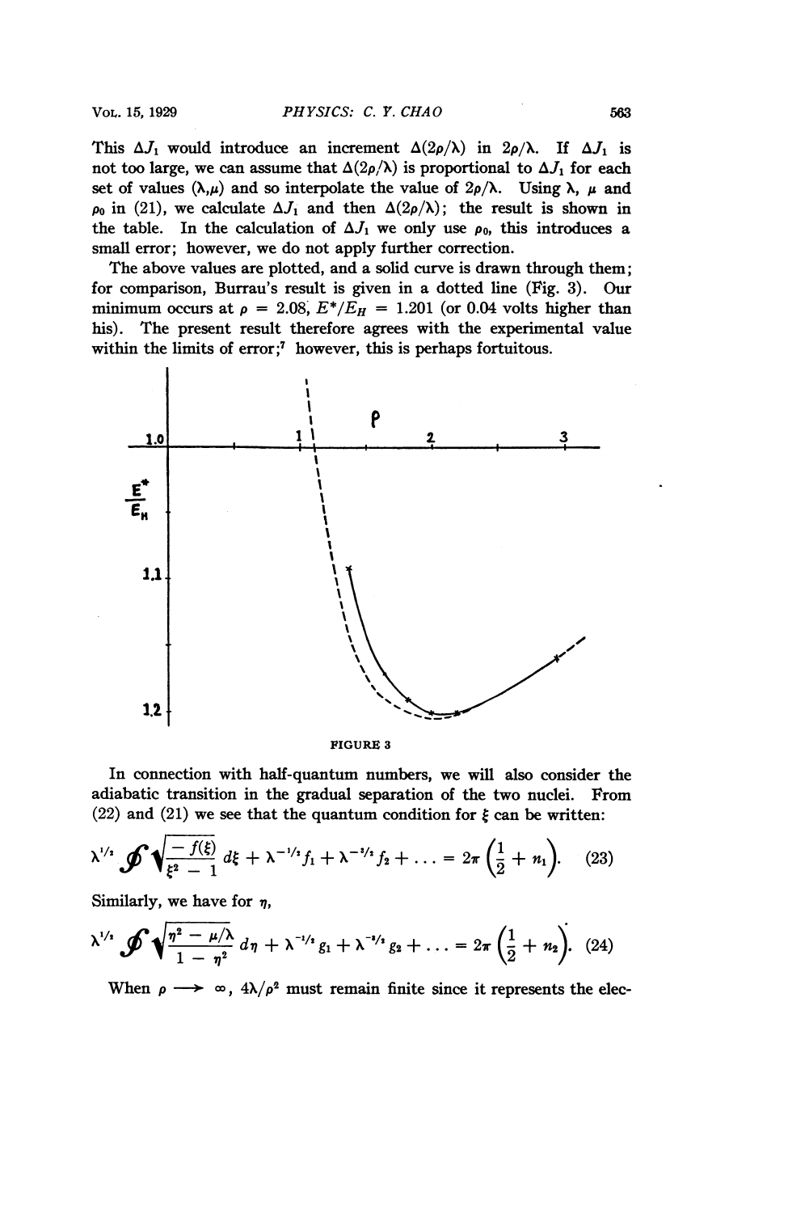This $\Delta J_1$ would introduce an increment $\Delta(2\rho/\lambda)$ in $2\rho/\lambda$. If $\Delta J_1$ is not too large, we can assume that $\Delta(2\rho/\lambda)$ is proportional to $\Delta J_1$ for each set of values $(\lambda, \mu)$ and so interpolate the value of $2\rho/\lambda$. Using $\lambda$, $\mu$ and $\rho_0$ in (21), we calculate $\Delta J_1$ and then $\Delta(2\rho/\lambda)$; the result is shown in the table. In the calculation of $\Delta J_1$ we only use $\rho_0$, this introduces a small error; however, we do not apply further correction.

The above values are plotted, and a solid curve is drawn through them; for comparison, Burrau's result is given in a dotted line (Fig. 3). Our minimum occurs at $\rho = 2.08$, $E^*/E_H = 1.201$ (or 0.04 volts higher than his). The present result therefore agrees with the experimental value within the limits of error;[7] however, this is perhaps fortuitous.

FIGURE 3

In connection with half-quantum numbers, we will also consider the adiabatic transition in the gradual separation of the two nuclei. From (22) and (21) we see that the quantum condition for $\xi$ can be written:

$$\lambda^{1/2} \oint \sqrt{\frac{-f(\xi)}{\xi^2 - 1}}\, d\xi + \lambda^{-1/2} f_1 + \lambda^{-3/2} f_2 + \ldots = 2\pi\left(\frac{1}{2} + n_1\right). \quad (23)$$

Similarly, we have for $\eta$,

$$\lambda^{1/2} \oint \sqrt{\frac{\eta^2 - \mu/\lambda}{1 - \eta^2}}\, d\eta + \lambda^{-1/2} g_1 + \lambda^{-3/2} g_2 + \ldots = 2\pi\left(\frac{1}{2} + n_2\right). \quad (24)$$

When $\rho \longrightarrow \infty$, $4\lambda/\rho^2$ must remain finite since it represents the elec-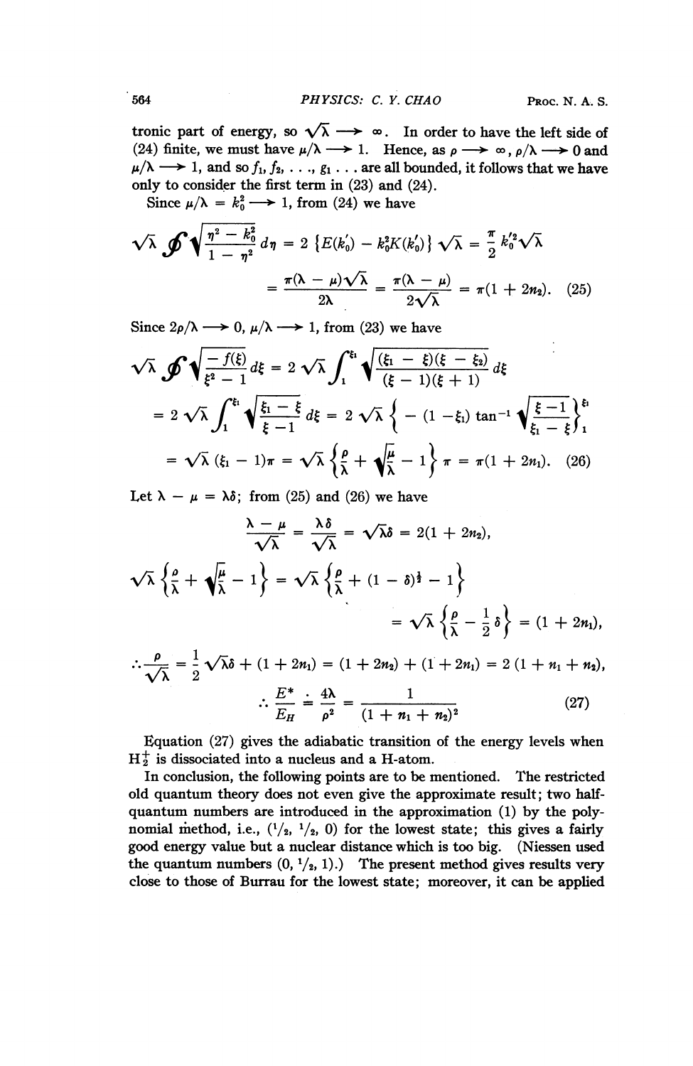tronic part of energy, so $\sqrt{\lambda} \longrightarrow \infty$. In order to have the left side of (24) finite, we must have $\mu/\lambda \longrightarrow 1$. Hence, as $\rho \longrightarrow \infty$, $\rho/\lambda \longrightarrow 0$ and $\mu/\lambda \longrightarrow 1$, and so $f_1, f_2, \ldots, g_1 \ldots$ are all bounded, it follows that we have only to consider the first term in (23) and (24).

Since $\mu/\lambda = k_0^2 \longrightarrow 1$, from (24) we have

$$\sqrt{\lambda} \oint \sqrt{\frac{\eta^2 - k_0^2}{1 - \eta^2}}\, d\eta = 2\,\{E(k_0') - k_0^2 K(k_0')\}\sqrt{\lambda} = \frac{\pi}{2} k_0'^2 \sqrt{\lambda}$$

$$= \frac{\pi(\lambda - \mu)\sqrt{\lambda}}{2\lambda} = \frac{\pi(\lambda - \mu)}{2\sqrt{\lambda}} = \pi(1 + 2n_2). \quad (25)$$

Since $2\rho/\lambda \longrightarrow 0$, $\mu/\lambda \longrightarrow 1$, from (23) we have

$$\sqrt{\lambda} \oint \sqrt{\frac{-f(\xi)}{\xi^2 - 1}}\, d\xi = 2\sqrt{\lambda} \int_1^{\xi_1} \sqrt{\frac{(\xi_1 - \xi)(\xi - \xi_2)}{(\xi - 1)(\xi + 1)}}\, d\xi$$

$$= 2\sqrt{\lambda} \int_1^{\xi_1} \sqrt{\frac{\xi_1 - \xi}{\xi - 1}}\, d\xi = 2\sqrt{\lambda}\left\{-(1 - \xi_1)\tan^{-1}\sqrt{\frac{\xi - 1}{\xi_1 - \xi}}\right\}_1^{\xi_1}$$

$$= \sqrt{\lambda}\,(\xi_1 - 1)\pi = \sqrt{\lambda}\left\{\frac{\rho}{\lambda} + \sqrt{\frac{\mu}{\lambda}} - 1\right\}\pi = \pi(1 + 2n_1). \quad (26)$$

Let $\lambda - \mu = \lambda\delta$; from (25) and (26) we have

$$\frac{\lambda - \mu}{\sqrt{\lambda}} = \frac{\lambda\delta}{\sqrt{\lambda}} = \sqrt{\lambda}\delta = 2(1 + 2n_2),$$

$$\sqrt{\lambda}\left\{\frac{\rho}{\lambda} + \sqrt{\frac{\mu}{\lambda}} - 1\right\} = \sqrt{\lambda}\left\{\frac{\rho}{\lambda} + (1 - \delta)^{\frac{1}{2}} - 1\right\}$$

$$= \sqrt{\lambda}\left\{\frac{\rho}{\lambda} - \frac{1}{2}\delta\right\} = (1 + 2n_1),$$

$$\therefore \frac{\rho}{\sqrt{\lambda}} = \frac{1}{2}\sqrt{\lambda}\delta + (1 + 2n_1) = (1 + 2n_2) + (1 + 2n_1) = 2\,(1 + n_1 + n_2),$$

$$\therefore \frac{E^*}{E_H} \doteq \frac{4\lambda}{\rho^2} = \frac{1}{(1 + n_1 + n_2)^2} \quad (27)$$

Equation (27) gives the adiabatic transition of the energy levels when $H_2^+$ is dissociated into a nucleus and a H-atom.

In conclusion, the following points are to be mentioned. The restricted old quantum theory does not even give the approximate result; two half-quantum numbers are introduced in the approximation (1) by the polynomial method, i.e., ($^1/_2$, $^1/_2$, 0) for the lowest state; this gives a fairly good energy value but a nuclear distance which is too big. (Niessen used the quantum numbers (0, $^1/_2$, 1).) The present method gives results very close to those of Burrau for the lowest state; moreover, it can be applied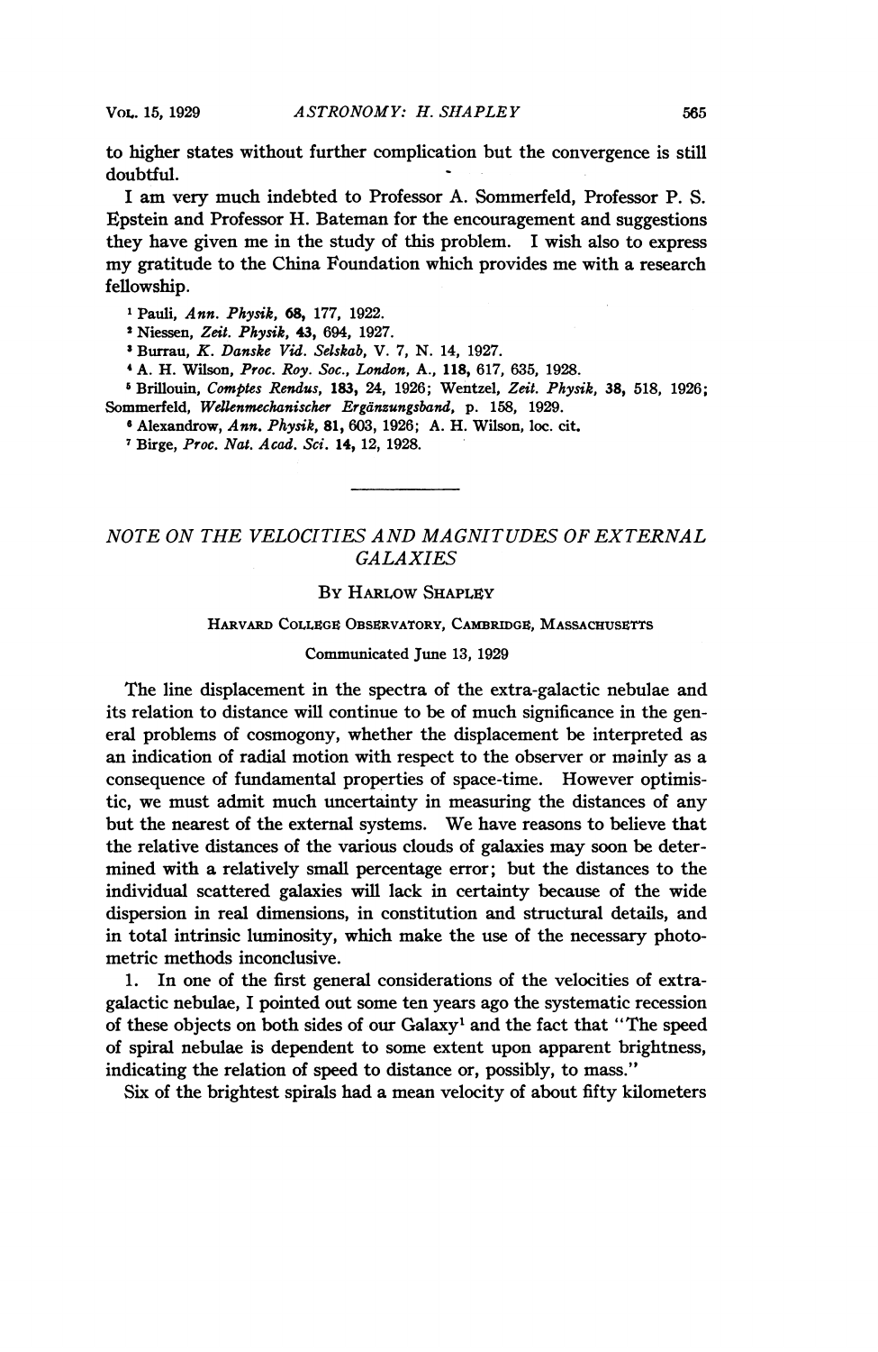to higher states without further complication but the convergence is still doubtful.

I am very much indebted to Professor A. Sommerfeld, Professor P. S. Epstein and Professor H. Bateman for the encouragement and suggestions they have given me in the study of this problem. I wish also to express my gratitude to the China Foundation which provides me with a research fellowship.

[1] Pauli, *Ann. Physik*, **68**, 177, 1922.

[2] Niessen, *Zeit. Physik*, **43**, 694, 1927.

[3] Burrau, *K. Danske Vid. Selskab*, V. 7, N. 14, 1927.

[4] A. H. Wilson, *Proc. Roy. Soc., London*, A., **118**, 617, 635, 1928.

[5] Brillouin, *Comptes Rendus*, **183**, 24, 1926; Wentzel, *Zeit. Physik*, **38**, 518, 1926; Sommerfeld, *Wellenmechanischer Ergänzungsband*, p. 158, 1929.

[6] Alexandrow, *Ann. Physik*, **81**, 603, 1926; A. H. Wilson, loc. cit.

[7] Birge, *Proc. Nat. Acad. Sci.* **14**, 12, 1928.

# *NOTE ON THE VELOCITIES AND MAGNITUDES OF EXTERNAL GALAXIES*

By Harlow Shapley

Harvard College Observatory, Cambridge, Massachusetts

Communicated June 13, 1929

The line displacement in the spectra of the extra-galactic nebulae and its relation to distance will continue to be of much significance in the general problems of cosmogony, whether the displacement be interpreted as an indication of radial motion with respect to the observer or mainly as a consequence of fundamental properties of space-time. However optimistic, we must admit much uncertainty in measuring the distances of any but the nearest of the external systems. We have reasons to believe that the relative distances of the various clouds of galaxies may soon be determined with a relatively small percentage error; but the distances to the individual scattered galaxies will lack in certainty because of the wide dispersion in real dimensions, in constitution and structural details, and in total intrinsic luminosity, which make the use of the necessary photometric methods inconclusive.

1. In one of the first general considerations of the velocities of extra-galactic nebulae, I pointed out some ten years ago the systematic recession of these objects on both sides of our Galaxy[1] and the fact that "The speed of spiral nebulae is dependent to some extent upon apparent brightness, indicating the relation of speed to distance or, possibly, to mass."

Six of the brightest spirals had a mean velocity of about fifty kilometers